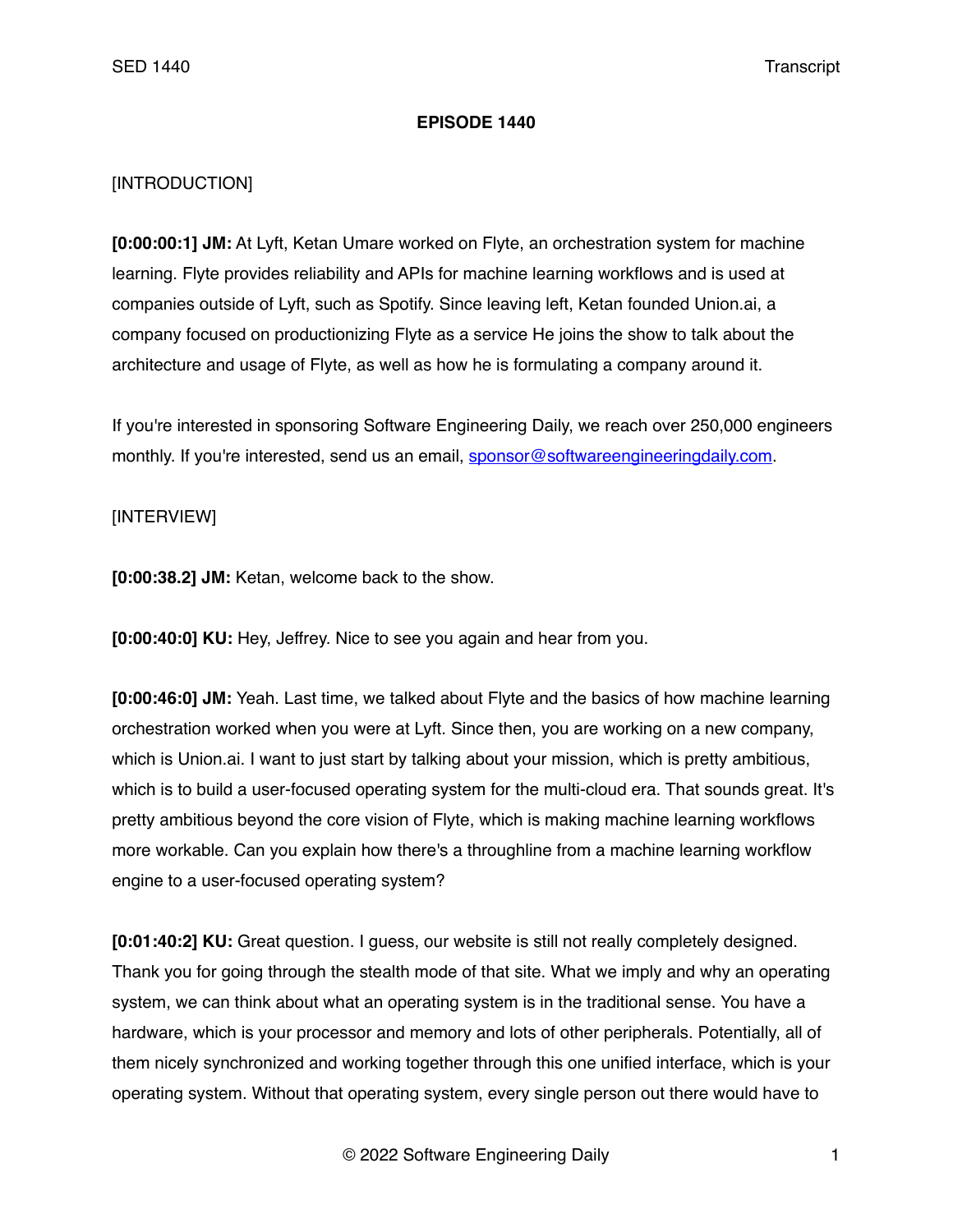# EPISODE 1440

[INTRODUCTION]

**[0:00:00:1] JM:** At Lyft, Ketan Umare worked on Flyte, an orchestration system for machine learning. Flyte provides reliability and APIs for machine learning workflows and is used at companies outside of Lyft, such as Spotify. Since leaving left, Ketan founded Union.ai, a company focused on productionizing Flyte as a service He joins the show to talk about the architecture and usage of Flyte, as well as how he is formulating a company around it.

If you're interested in sponsoring Software Engineering Daily, we reach over 250,000 engineers monthly. If you're interested, send us an email, sponsor@softwareengineeringdaily.com.

[INTERVIEW]

**[0:00:38.2] JM:** Ketan, welcome back to the show.

**[0:00:40:0] KU:** Hey, Jeffrey. Nice to see you again and hear from you.

**[0:00:46:0] JM:** Yeah. Last time, we talked about Flyte and the basics of how machine learning orchestration worked when you were at Lyft. Since then, you are working on a new company, which is Union.ai. I want to just start by talking about your mission, which is pretty ambitious, which is to build a user-focused operating system for the multi-cloud era. That sounds great. It's pretty ambitious beyond the core vision of Flyte, which is making machine learning workflows more workable. Can you explain how there's a throughline from a machine learning workflow engine to a user-focused operating system?

**[0:01:40:2] KU:** Great question. I guess, our website is still not really completely designed. Thank you for going through the stealth mode of that site. What we imply and why an operating system, we can think about what an operating system is in the traditional sense. You have a hardware, which is your processor and memory and lots of other peripherals. Potentially, all of them nicely synchronized and working together through this one unified interface, which is your operating system. Without that operating system, every single person out there would have to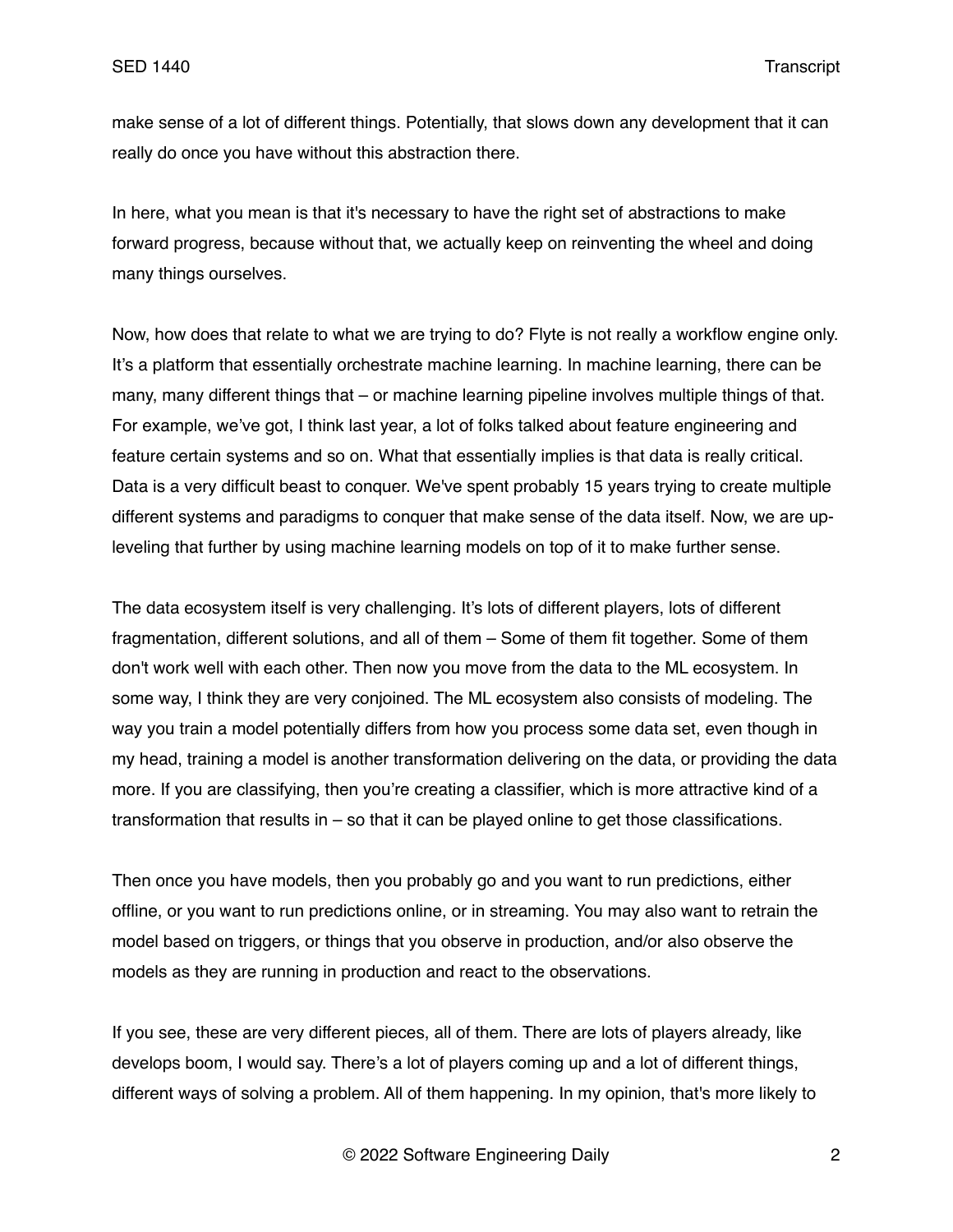make sense of a lot of different things. Potentially, that slows down any development that it can really do once you have without this abstraction there.

In here, what you mean is that it's necessary to have the right set of abstractions to make forward progress, because without that, we actually keep on reinventing the wheel and doing many things ourselves.

Now, how does that relate to what we are trying to do? Flyte is not really a workflow engine only. It's a platform that essentially orchestrate machine learning. In machine learning, there can be many, many different things that – or machine learning pipeline involves multiple things of that. For example, we've got, I think last year, a lot of folks talked about feature engineering and feature certain systems and so on. What that essentially implies is that data is really critical. Data is a very difficult beast to conquer. We've spent probably 15 years trying to create multiple different systems and paradigms to conquer that make sense of the data itself. Now, we are up-leveling that further by using machine learning models on top of it to make further sense.

The data ecosystem itself is very challenging. It's lots of different players, lots of different fragmentation, different solutions, and all of them – Some of them fit together. Some of them don't work well with each other. Then now you move from the data to the ML ecosystem. In some way, I think they are very conjoined. The ML ecosystem also consists of modeling. The way you train a model potentially differs from how you process some data set, even though in my head, training a model is another transformation delivering on the data, or providing the data more. If you are classifying, then you're creating a classifier, which is more attractive kind of a transformation that results in – so that it can be played online to get those classifications.

Then once you have models, then you probably go and you want to run predictions, either offline, or you want to run predictions online, or in streaming. You may also want to retrain the model based on triggers, or things that you observe in production, and/or also observe the models as they are running in production and react to the observations.

If you see, these are very different pieces, all of them. There are lots of players already, like develops boom, I would say. There's a lot of players coming up and a lot of different things, different ways of solving a problem. All of them happening. In my opinion, that's more likely to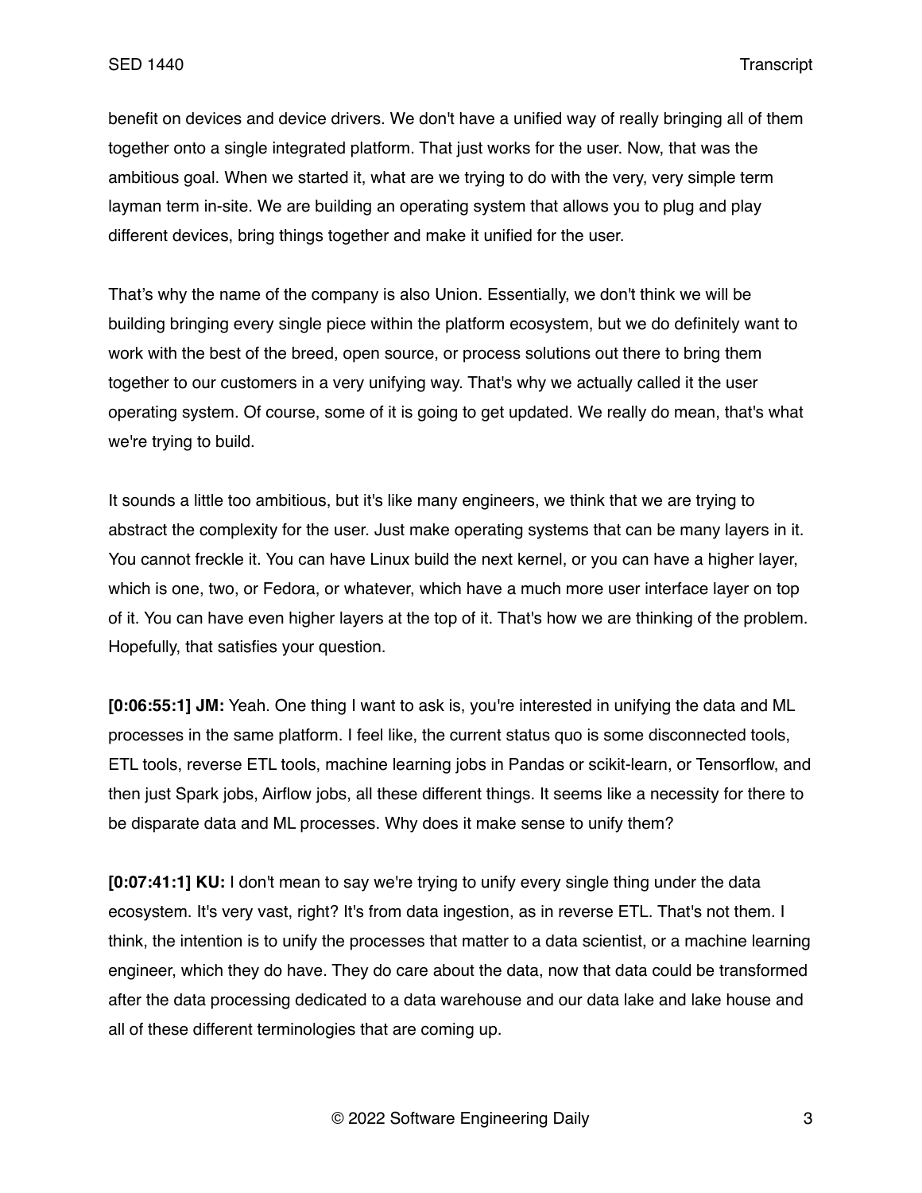benefit on devices and device drivers. We don't have a unified way of really bringing all of them together onto a single integrated platform. That just works for the user. Now, that was the ambitious goal. When we started it, what are we trying to do with the very, very simple term layman term in-site. We are building an operating system that allows you to plug and play different devices, bring things together and make it unified for the user.

That's why the name of the company is also Union. Essentially, we don't think we will be building bringing every single piece within the platform ecosystem, but we do definitely want to work with the best of the breed, open source, or process solutions out there to bring them together to our customers in a very unifying way. That's why we actually called it the user operating system. Of course, some of it is going to get updated. We really do mean, that's what we're trying to build.

It sounds a little too ambitious, but it's like many engineers, we think that we are trying to abstract the complexity for the user. Just make operating systems that can be many layers in it. You cannot freckle it. You can have Linux build the next kernel, or you can have a higher layer, which is one, two, or Fedora, or whatever, which have a much more user interface layer on top of it. You can have even higher layers at the top of it. That's how we are thinking of the problem. Hopefully, that satisfies your question.

**[0:06:55:1] JM:** Yeah. One thing I want to ask is, you're interested in unifying the data and ML processes in the same platform. I feel like, the current status quo is some disconnected tools, ETL tools, reverse ETL tools, machine learning jobs in Pandas or scikit-learn, or Tensorflow, and then just Spark jobs, Airflow jobs, all these different things. It seems like a necessity for there to be disparate data and ML processes. Why does it make sense to unify them?

**[0:07:41:1] KU:** I don't mean to say we're trying to unify every single thing under the data ecosystem. It's very vast, right? It's from data ingestion, as in reverse ETL. That's not them. I think, the intention is to unify the processes that matter to a data scientist, or a machine learning engineer, which they do have. They do care about the data, now that data could be transformed after the data processing dedicated to a data warehouse and our data lake and lake house and all of these different terminologies that are coming up.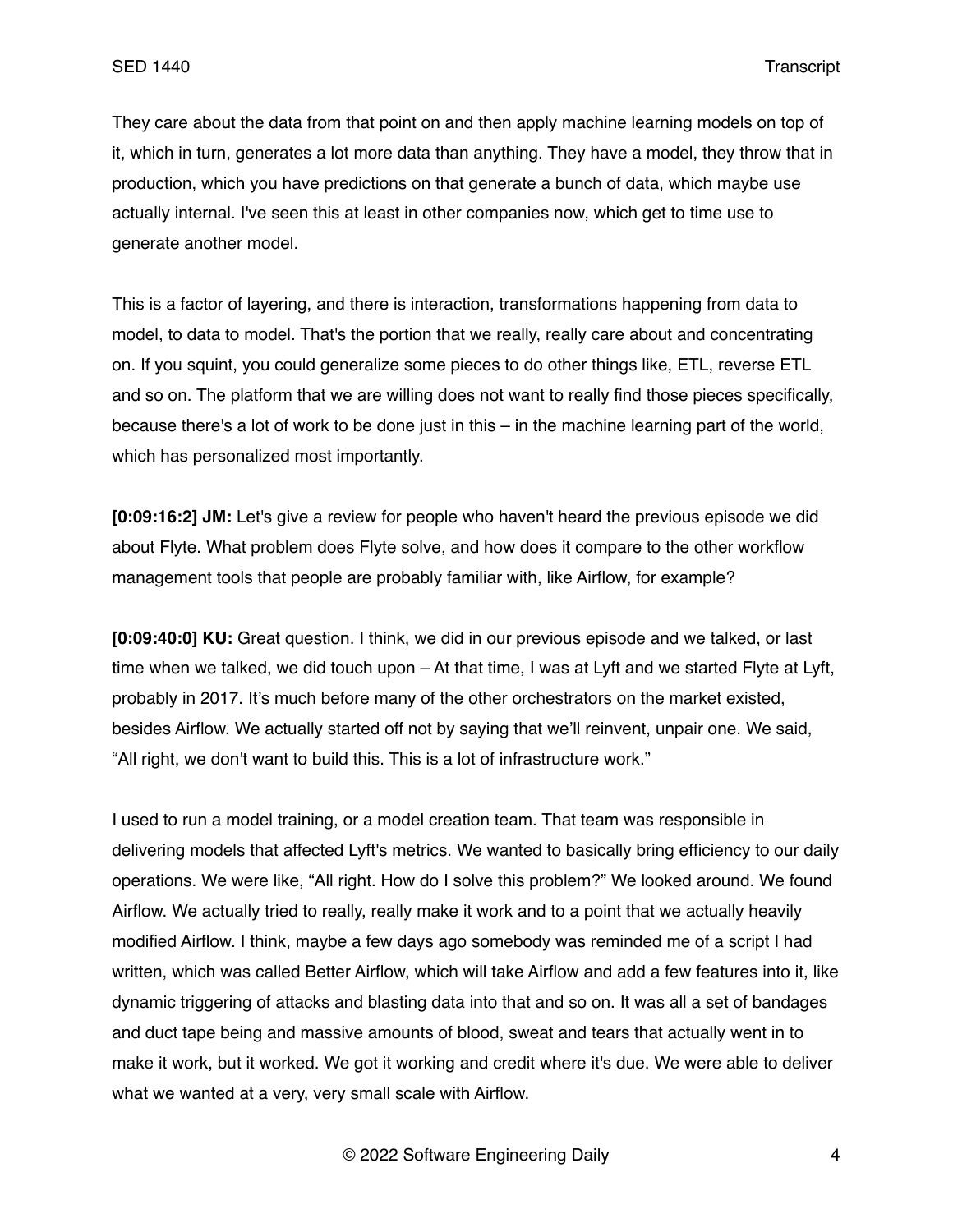They care about the data from that point on and then apply machine learning models on top of it, which in turn, generates a lot more data than anything. They have a model, they throw that in production, which you have predictions on that generate a bunch of data, which maybe use actually internal. I've seen this at least in other companies now, which get to time use to generate another model.

This is a factor of layering, and there is interaction, transformations happening from data to model, to data to model. That's the portion that we really, really care about and concentrating on. If you squint, you could generalize some pieces to do other things like, ETL, reverse ETL and so on. The platform that we are willing does not want to really find those pieces specifically, because there's a lot of work to be done just in this – in the machine learning part of the world, which has personalized most importantly.

**[0:09:16:2] JM:** Let's give a review for people who haven't heard the previous episode we did about Flyte. What problem does Flyte solve, and how does it compare to the other workflow management tools that people are probably familiar with, like Airflow, for example?

**[0:09:40:0] KU:** Great question. I think, we did in our previous episode and we talked, or last time when we talked, we did touch upon – At that time, I was at Lyft and we started Flyte at Lyft, probably in 2017. It's much before many of the other orchestrators on the market existed, besides Airflow. We actually started off not by saying that we'll reinvent, unpair one. We said, "All right, we don't want to build this. This is a lot of infrastructure work."

I used to run a model training, or a model creation team. That team was responsible in delivering models that affected Lyft's metrics. We wanted to basically bring efficiency to our daily operations. We were like, "All right. How do I solve this problem?" We looked around. We found Airflow. We actually tried to really, really make it work and to a point that we actually heavily modified Airflow. I think, maybe a few days ago somebody was reminded me of a script I had written, which was called Better Airflow, which will take Airflow and add a few features into it, like dynamic triggering of attacks and blasting data into that and so on. It was all a set of bandages and duct tape being and massive amounts of blood, sweat and tears that actually went in to make it work, but it worked. We got it working and credit where it's due. We were able to deliver what we wanted at a very, very small scale with Airflow.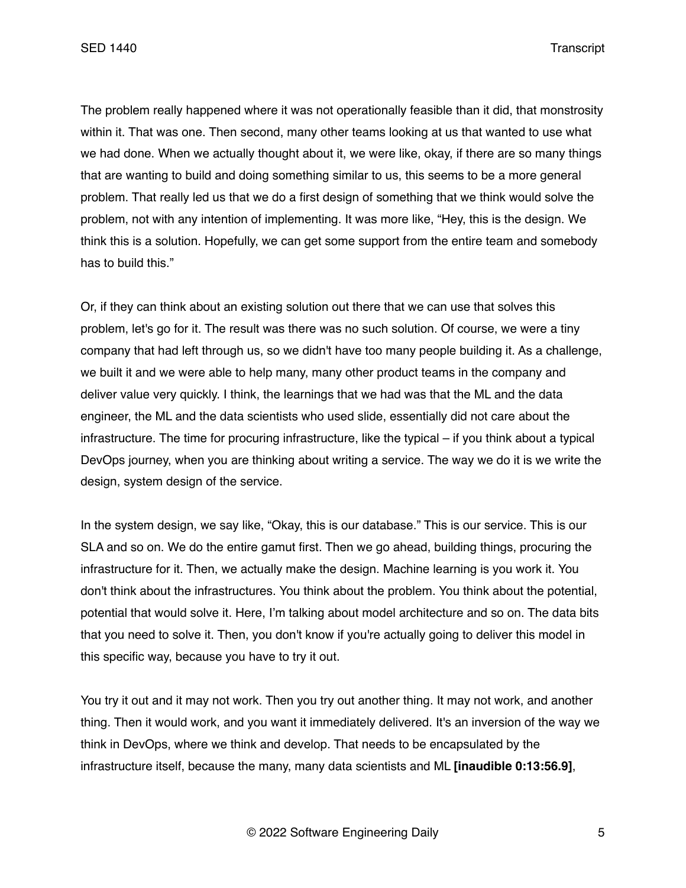The problem really happened where it was not operationally feasible than it did, that monstrosity within it. That was one. Then second, many other teams looking at us that wanted to use what we had done. When we actually thought about it, we were like, okay, if there are so many things that are wanting to build and doing something similar to us, this seems to be a more general problem. That really led us that we do a first design of something that we think would solve the problem, not with any intention of implementing. It was more like, "Hey, this is the design. We think this is a solution. Hopefully, we can get some support from the entire team and somebody has to build this."

Or, if they can think about an existing solution out there that we can use that solves this problem, let's go for it. The result was there was no such solution. Of course, we were a tiny company that had left through us, so we didn't have too many people building it. As a challenge, we built it and we were able to help many, many other product teams in the company and deliver value very quickly. I think, the learnings that we had was that the ML and the data engineer, the ML and the data scientists who used slide, essentially did not care about the infrastructure. The time for procuring infrastructure, like the typical – if you think about a typical DevOps journey, when you are thinking about writing a service. The way we do it is we write the design, system design of the service.

In the system design, we say like, "Okay, this is our database." This is our service. This is our SLA and so on. We do the entire gamut first. Then we go ahead, building things, procuring the infrastructure for it. Then, we actually make the design. Machine learning is you work it. You don't think about the infrastructures. You think about the problem. You think about the potential, potential that would solve it. Here, I'm talking about model architecture and so on. The data bits that you need to solve it. Then, you don't know if you're actually going to deliver this model in this specific way, because you have to try it out.

You try it out and it may not work. Then you try out another thing. It may not work, and another thing. Then it would work, and you want it immediately delivered. It's an inversion of the way we think in DevOps, where we think and develop. That needs to be encapsulated by the infrastructure itself, because the many, many data scientists and ML **[inaudible 0:13:56.9]**,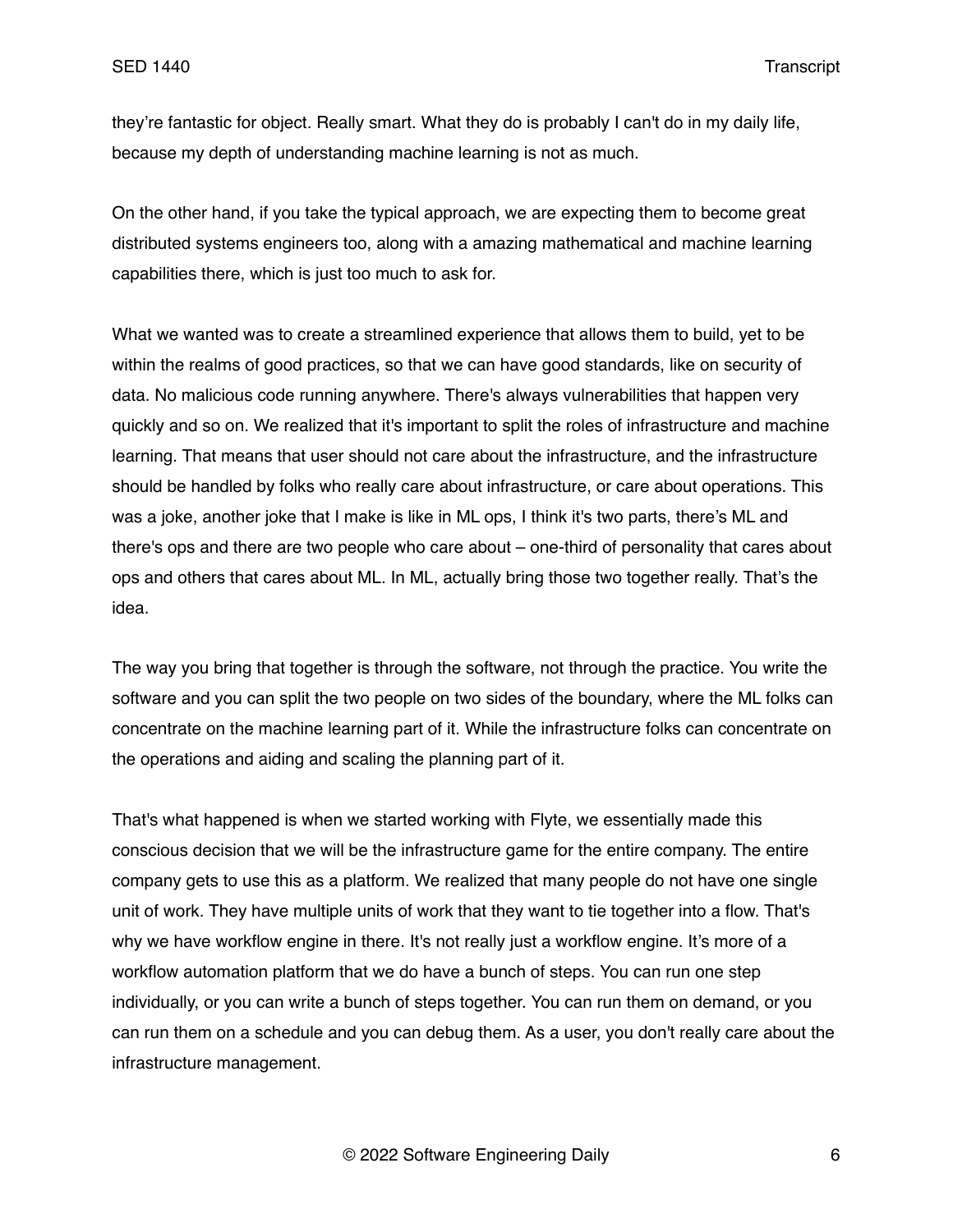they're fantastic for object. Really smart. What they do is probably I can't do in my daily life, because my depth of understanding machine learning is not as much.

On the other hand, if you take the typical approach, we are expecting them to become great distributed systems engineers too, along with a amazing mathematical and machine learning capabilities there, which is just too much to ask for.

What we wanted was to create a streamlined experience that allows them to build, yet to be within the realms of good practices, so that we can have good standards, like on security of data. No malicious code running anywhere. There's always vulnerabilities that happen very quickly and so on. We realized that it's important to split the roles of infrastructure and machine learning. That means that user should not care about the infrastructure, and the infrastructure should be handled by folks who really care about infrastructure, or care about operations. This was a joke, another joke that I make is like in ML ops, I think it's two parts, there's ML and there's ops and there are two people who care about – one-third of personality that cares about ops and others that cares about ML. In ML, actually bring those two together really. That's the idea.

The way you bring that together is through the software, not through the practice. You write the software and you can split the two people on two sides of the boundary, where the ML folks can concentrate on the machine learning part of it. While the infrastructure folks can concentrate on the operations and aiding and scaling the planning part of it.

That's what happened is when we started working with Flyte, we essentially made this conscious decision that we will be the infrastructure game for the entire company. The entire company gets to use this as a platform. We realized that many people do not have one single unit of work. They have multiple units of work that they want to tie together into a flow. That's why we have workflow engine in there. It's not really just a workflow engine. It's more of a workflow automation platform that we do have a bunch of steps. You can run one step individually, or you can write a bunch of steps together. You can run them on demand, or you can run them on a schedule and you can debug them. As a user, you don't really care about the infrastructure management.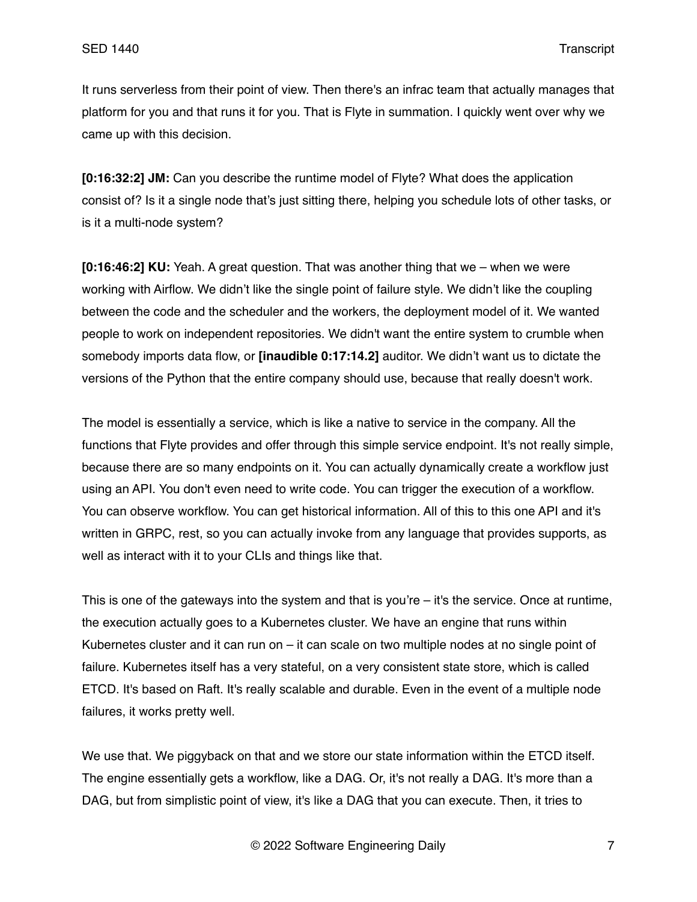It runs serverless from their point of view. Then there's an infrac team that actually manages that platform for you and that runs it for you. That is Flyte in summation. I quickly went over why we came up with this decision.

**[0:16:32:2] JM:** Can you describe the runtime model of Flyte? What does the application consist of? Is it a single node that's just sitting there, helping you schedule lots of other tasks, or is it a multi-node system?

**[0:16:46:2] KU:** Yeah. A great question. That was another thing that we – when we were working with Airflow. We didn't like the single point of failure style. We didn't like the coupling between the code and the scheduler and the workers, the deployment model of it. We wanted people to work on independent repositories. We didn't want the entire system to crumble when somebody imports data flow, or **[inaudible 0:17:14.2]** auditor. We didn't want us to dictate the versions of the Python that the entire company should use, because that really doesn't work.

The model is essentially a service, which is like a native to service in the company. All the functions that Flyte provides and offer through this simple service endpoint. It's not really simple, because there are so many endpoints on it. You can actually dynamically create a workflow just using an API. You don't even need to write code. You can trigger the execution of a workflow. You can observe workflow. You can get historical information. All of this to this one API and it's written in GRPC, rest, so you can actually invoke from any language that provides supports, as well as interact with it to your CLIs and things like that.

This is one of the gateways into the system and that is you're – it's the service. Once at runtime, the execution actually goes to a Kubernetes cluster. We have an engine that runs within Kubernetes cluster and it can run on – it can scale on two multiple nodes at no single point of failure. Kubernetes itself has a very stateful, on a very consistent state store, which is called ETCD. It's based on Raft. It's really scalable and durable. Even in the event of a multiple node failures, it works pretty well.

We use that. We piggyback on that and we store our state information within the ETCD itself. The engine essentially gets a workflow, like a DAG. Or, it's not really a DAG. It's more than a DAG, but from simplistic point of view, it's like a DAG that you can execute. Then, it tries to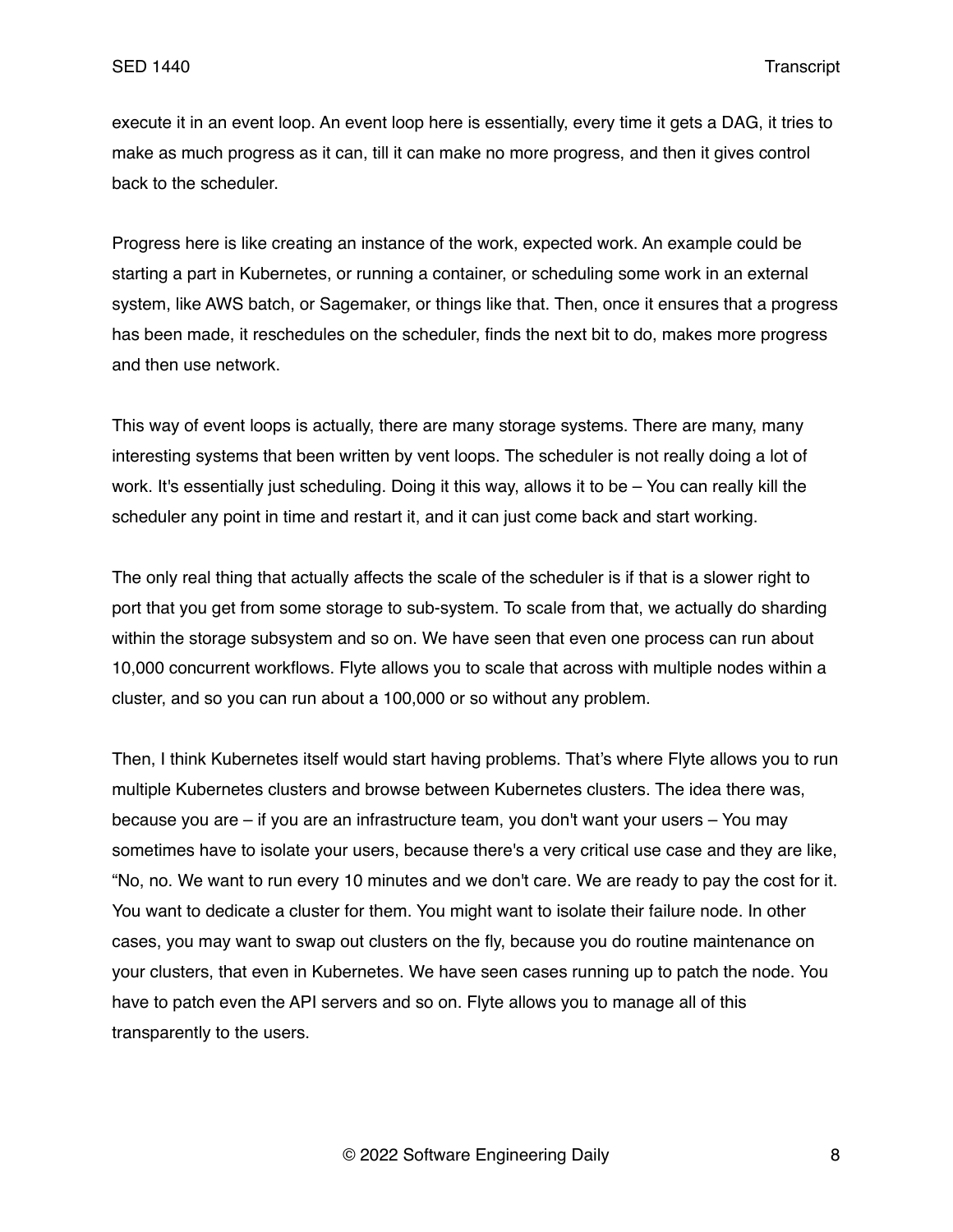execute it in an event loop. An event loop here is essentially, every time it gets a DAG, it tries to make as much progress as it can, till it can make no more progress, and then it gives control back to the scheduler.

Progress here is like creating an instance of the work, expected work. An example could be starting a part in Kubernetes, or running a container, or scheduling some work in an external system, like AWS batch, or Sagemaker, or things like that. Then, once it ensures that a progress has been made, it reschedules on the scheduler, finds the next bit to do, makes more progress and then use network.

This way of event loops is actually, there are many storage systems. There are many, many interesting systems that been written by vent loops. The scheduler is not really doing a lot of work. It's essentially just scheduling. Doing it this way, allows it to be – You can really kill the scheduler any point in time and restart it, and it can just come back and start working.

The only real thing that actually affects the scale of the scheduler is if that is a slower right to port that you get from some storage to sub-system. To scale from that, we actually do sharding within the storage subsystem and so on. We have seen that even one process can run about 10,000 concurrent workflows. Flyte allows you to scale that across with multiple nodes within a cluster, and so you can run about a 100,000 or so without any problem.

Then, I think Kubernetes itself would start having problems. That's where Flyte allows you to run multiple Kubernetes clusters and browse between Kubernetes clusters. The idea there was, because you are – if you are an infrastructure team, you don't want your users – You may sometimes have to isolate your users, because there's a very critical use case and they are like, "No, no. We want to run every 10 minutes and we don't care. We are ready to pay the cost for it. You want to dedicate a cluster for them. You might want to isolate their failure node. In other cases, you may want to swap out clusters on the fly, because you do routine maintenance on your clusters, that even in Kubernetes. We have seen cases running up to patch the node. You have to patch even the API servers and so on. Flyte allows you to manage all of this transparently to the users.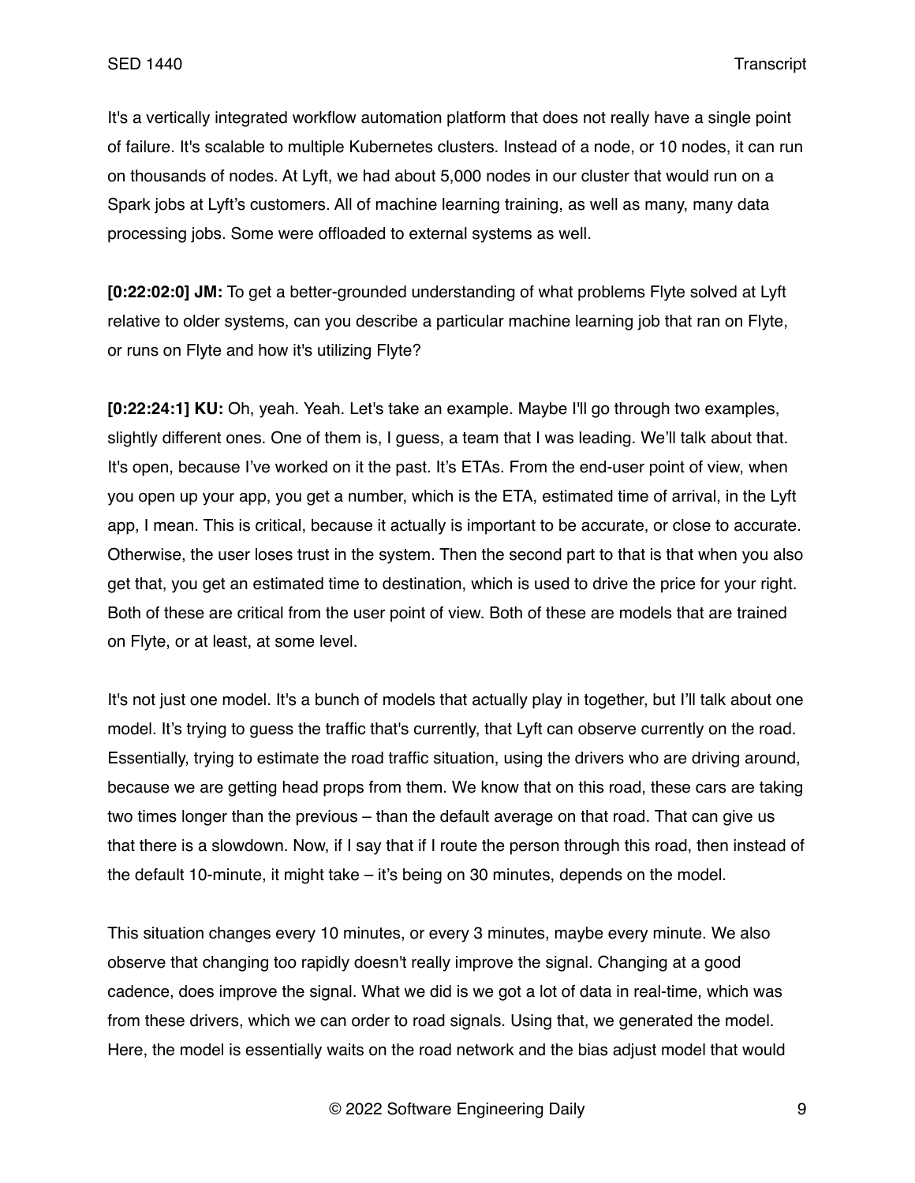It's a vertically integrated workflow automation platform that does not really have a single point of failure. It's scalable to multiple Kubernetes clusters. Instead of a node, or 10 nodes, it can run on thousands of nodes. At Lyft, we had about 5,000 nodes in our cluster that would run on a Spark jobs at Lyft's customers. All of machine learning training, as well as many, many data processing jobs. Some were offloaded to external systems as well.

**[0:22:02:0] JM:** To get a better-grounded understanding of what problems Flyte solved at Lyft relative to older systems, can you describe a particular machine learning job that ran on Flyte, or runs on Flyte and how it's utilizing Flyte?

**[0:22:24:1] KU:** Oh, yeah. Yeah. Let's take an example. Maybe I'll go through two examples, slightly different ones. One of them is, I guess, a team that I was leading. We'll talk about that. It's open, because I've worked on it the past. It's ETAs. From the end-user point of view, when you open up your app, you get a number, which is the ETA, estimated time of arrival, in the Lyft app, I mean. This is critical, because it actually is important to be accurate, or close to accurate. Otherwise, the user loses trust in the system. Then the second part to that is that when you also get that, you get an estimated time to destination, which is used to drive the price for your right. Both of these are critical from the user point of view. Both of these are models that are trained on Flyte, or at least, at some level.

It's not just one model. It's a bunch of models that actually play in together, but I'll talk about one model. It's trying to guess the traffic that's currently, that Lyft can observe currently on the road. Essentially, trying to estimate the road traffic situation, using the drivers who are driving around, because we are getting head props from them. We know that on this road, these cars are taking two times longer than the previous – than the default average on that road. That can give us that there is a slowdown. Now, if I say that if I route the person through this road, then instead of the default 10-minute, it might take – it's being on 30 minutes, depends on the model.

This situation changes every 10 minutes, or every 3 minutes, maybe every minute. We also observe that changing too rapidly doesn't really improve the signal. Changing at a good cadence, does improve the signal. What we did is we got a lot of data in real-time, which was from these drivers, which we can order to road signals. Using that, we generated the model. Here, the model is essentially waits on the road network and the bias adjust model that would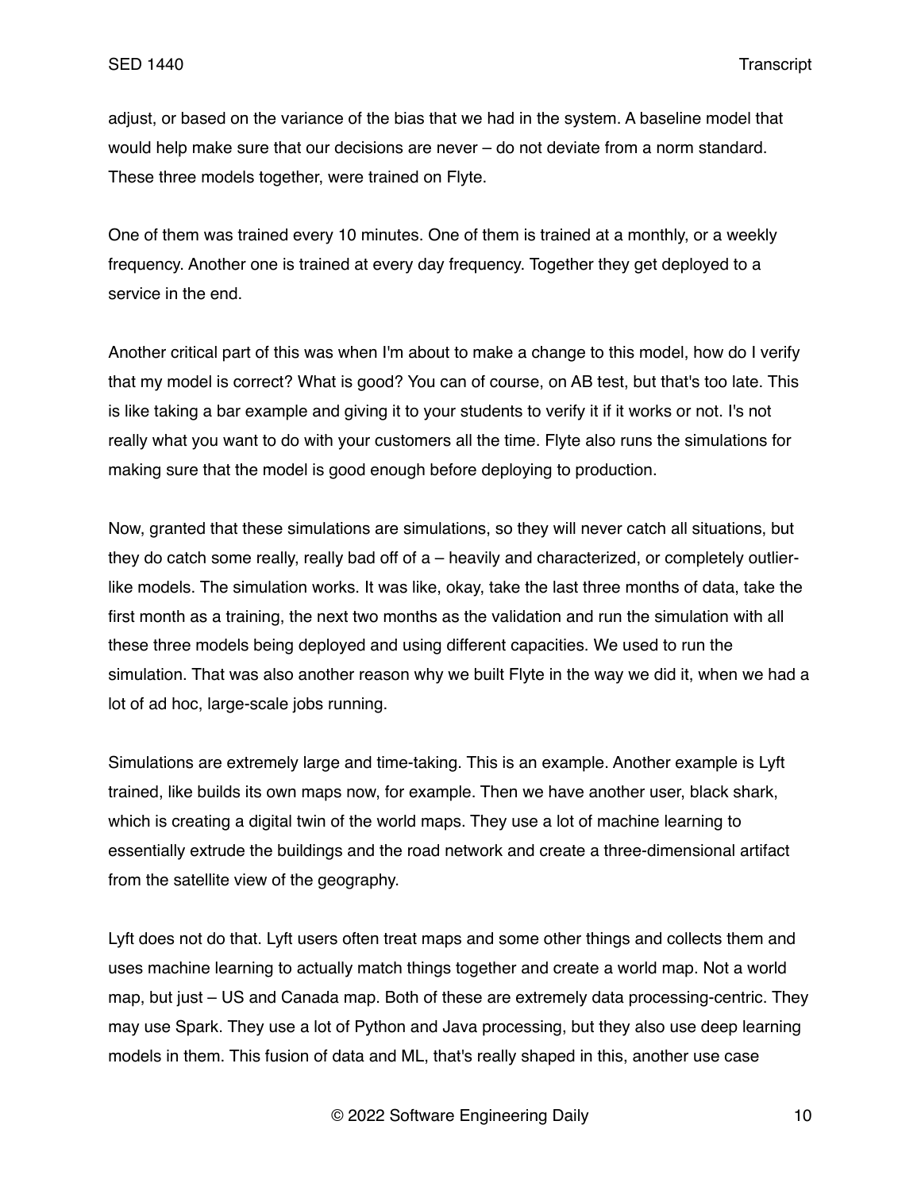adjust, or based on the variance of the bias that we had in the system. A baseline model that would help make sure that our decisions are never – do not deviate from a norm standard. These three models together, were trained on Flyte.

One of them was trained every 10 minutes. One of them is trained at a monthly, or a weekly frequency. Another one is trained at every day frequency. Together they get deployed to a service in the end.

Another critical part of this was when I'm about to make a change to this model, how do I verify that my model is correct? What is good? You can of course, on AB test, but that's too late. This is like taking a bar example and giving it to your students to verify it if it works or not. I's not really what you want to do with your customers all the time. Flyte also runs the simulations for making sure that the model is good enough before deploying to production.

Now, granted that these simulations are simulations, so they will never catch all situations, but they do catch some really, really bad off of a – heavily and characterized, or completely outlier-like models. The simulation works. It was like, okay, take the last three months of data, take the first month as a training, the next two months as the validation and run the simulation with all these three models being deployed and using different capacities. We used to run the simulation. That was also another reason why we built Flyte in the way we did it, when we had a lot of ad hoc, large-scale jobs running.

Simulations are extremely large and time-taking. This is an example. Another example is Lyft trained, like builds its own maps now, for example. Then we have another user, black shark, which is creating a digital twin of the world maps. They use a lot of machine learning to essentially extrude the buildings and the road network and create a three-dimensional artifact from the satellite view of the geography.

Lyft does not do that. Lyft users often treat maps and some other things and collects them and uses machine learning to actually match things together and create a world map. Not a world map, but just – US and Canada map. Both of these are extremely data processing-centric. They may use Spark. They use a lot of Python and Java processing, but they also use deep learning models in them. This fusion of data and ML, that's really shaped in this, another use case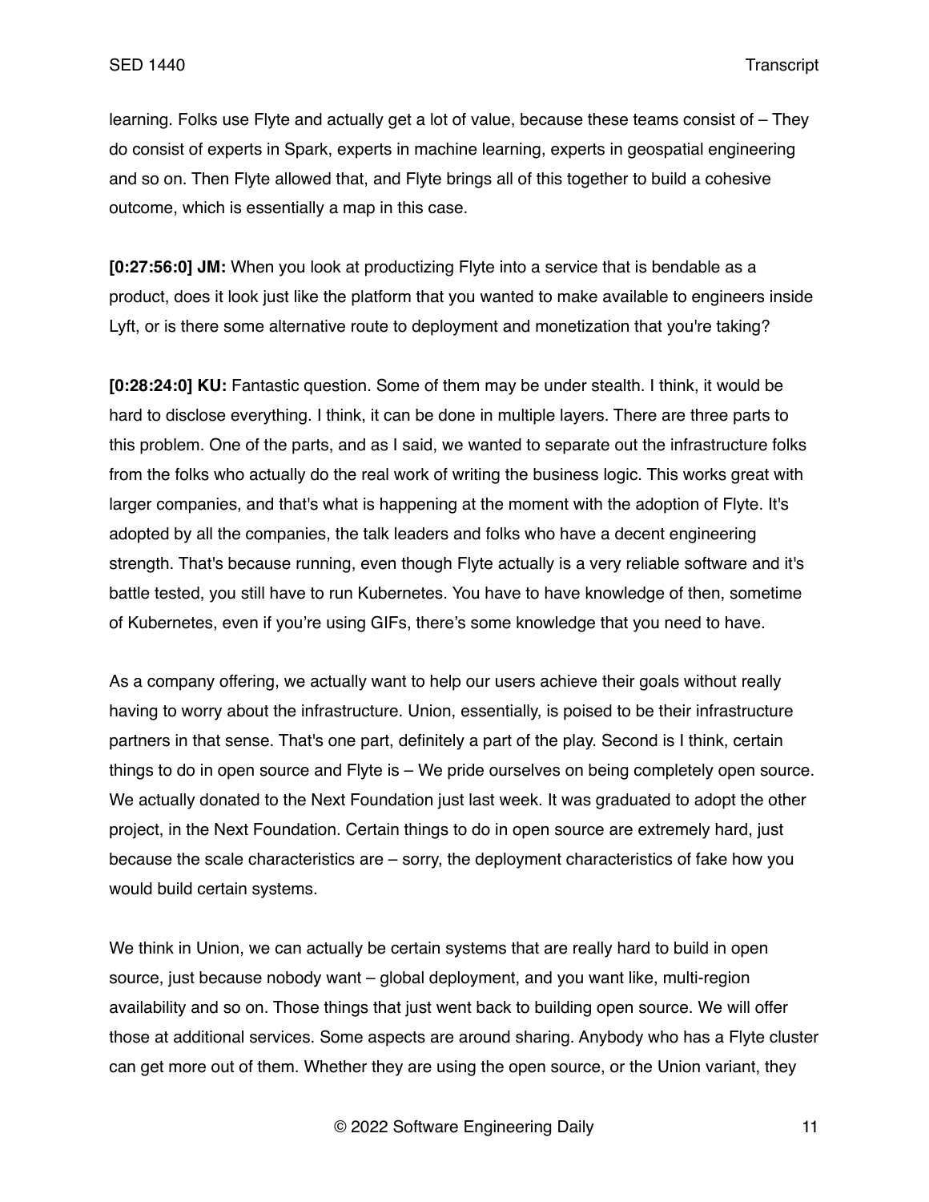learning. Folks use Flyte and actually get a lot of value, because these teams consist of – They do consist of experts in Spark, experts in machine learning, experts in geospatial engineering and so on. Then Flyte allowed that, and Flyte brings all of this together to build a cohesive outcome, which is essentially a map in this case.

**[0:27:56:0] JM:** When you look at productizing Flyte into a service that is bendable as a product, does it look just like the platform that you wanted to make available to engineers inside Lyft, or is there some alternative route to deployment and monetization that you're taking?

**[0:28:24:0] KU:** Fantastic question. Some of them may be under stealth. I think, it would be hard to disclose everything. I think, it can be done in multiple layers. There are three parts to this problem. One of the parts, and as I said, we wanted to separate out the infrastructure folks from the folks who actually do the real work of writing the business logic. This works great with larger companies, and that's what is happening at the moment with the adoption of Flyte. It's adopted by all the companies, the talk leaders and folks who have a decent engineering strength. That's because running, even though Flyte actually is a very reliable software and it's battle tested, you still have to run Kubernetes. You have to have knowledge of then, sometime of Kubernetes, even if you're using GIFs, there's some knowledge that you need to have.

As a company offering, we actually want to help our users achieve their goals without really having to worry about the infrastructure. Union, essentially, is poised to be their infrastructure partners in that sense. That's one part, definitely a part of the play. Second is I think, certain things to do in open source and Flyte is – We pride ourselves on being completely open source. We actually donated to the Next Foundation just last week. It was graduated to adopt the other project, in the Next Foundation. Certain things to do in open source are extremely hard, just because the scale characteristics are – sorry, the deployment characteristics of fake how you would build certain systems.

We think in Union, we can actually be certain systems that are really hard to build in open source, just because nobody want – global deployment, and you want like, multi-region availability and so on. Those things that just went back to building open source. We will offer those at additional services. Some aspects are around sharing. Anybody who has a Flyte cluster can get more out of them. Whether they are using the open source, or the Union variant, they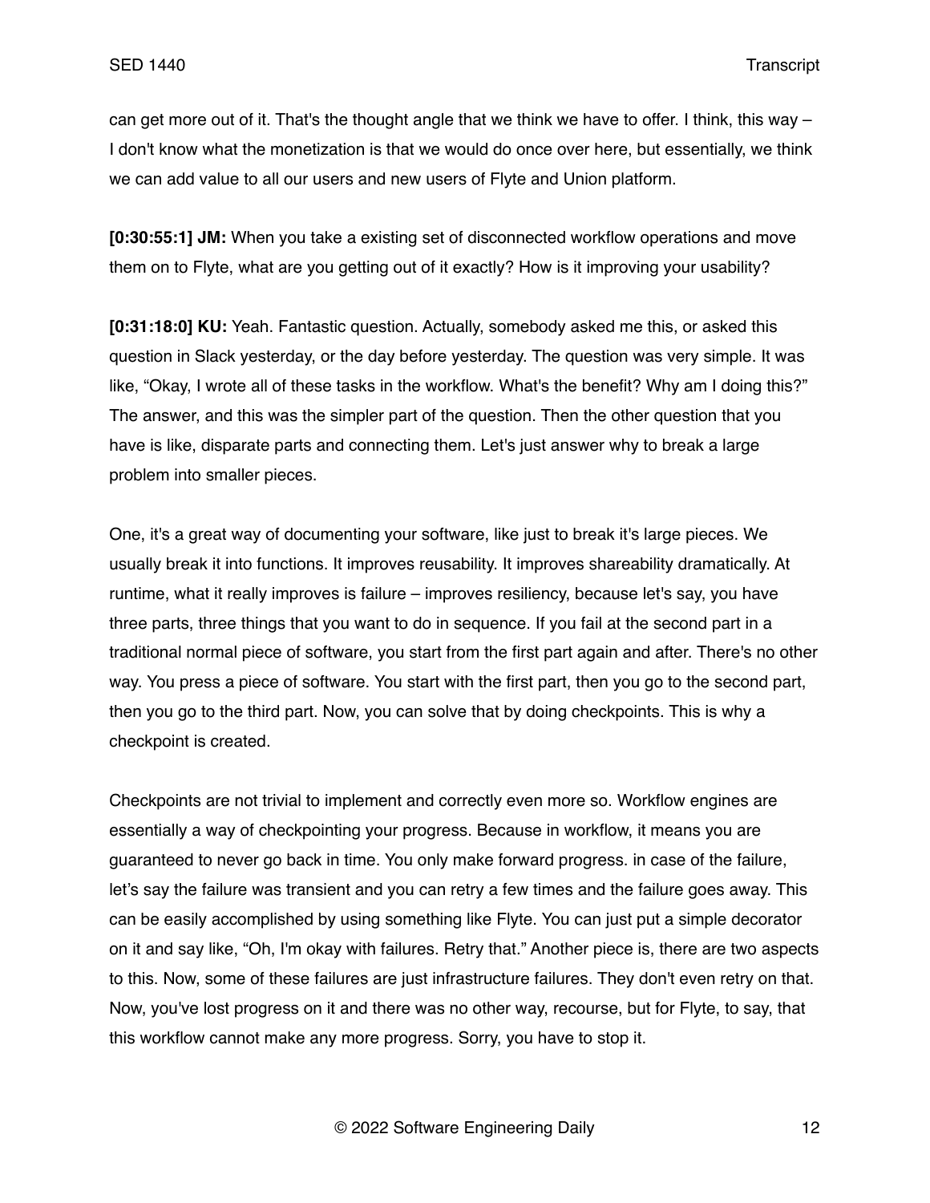can get more out of it. That's the thought angle that we think we have to offer. I think, this way – I don't know what the monetization is that we would do once over here, but essentially, we think we can add value to all our users and new users of Flyte and Union platform.

**[0:30:55:1] JM:** When you take a existing set of disconnected workflow operations and move them on to Flyte, what are you getting out of it exactly? How is it improving your usability?

**[0:31:18:0] KU:** Yeah. Fantastic question. Actually, somebody asked me this, or asked this question in Slack yesterday, or the day before yesterday. The question was very simple. It was like, "Okay, I wrote all of these tasks in the workflow. What's the benefit? Why am I doing this?" The answer, and this was the simpler part of the question. Then the other question that you have is like, disparate parts and connecting them. Let's just answer why to break a large problem into smaller pieces.

One, it's a great way of documenting your software, like just to break it's large pieces. We usually break it into functions. It improves reusability. It improves shareability dramatically. At runtime, what it really improves is failure – improves resiliency, because let's say, you have three parts, three things that you want to do in sequence. If you fail at the second part in a traditional normal piece of software, you start from the first part again and after. There's no other way. You press a piece of software. You start with the first part, then you go to the second part, then you go to the third part. Now, you can solve that by doing checkpoints. This is why a checkpoint is created.

Checkpoints are not trivial to implement and correctly even more so. Workflow engines are essentially a way of checkpointing your progress. Because in workflow, it means you are guaranteed to never go back in time. You only make forward progress. in case of the failure, let's say the failure was transient and you can retry a few times and the failure goes away. This can be easily accomplished by using something like Flyte. You can just put a simple decorator on it and say like, "Oh, I'm okay with failures. Retry that." Another piece is, there are two aspects to this. Now, some of these failures are just infrastructure failures. They don't even retry on that. Now, you've lost progress on it and there was no other way, recourse, but for Flyte, to say, that this workflow cannot make any more progress. Sorry, you have to stop it.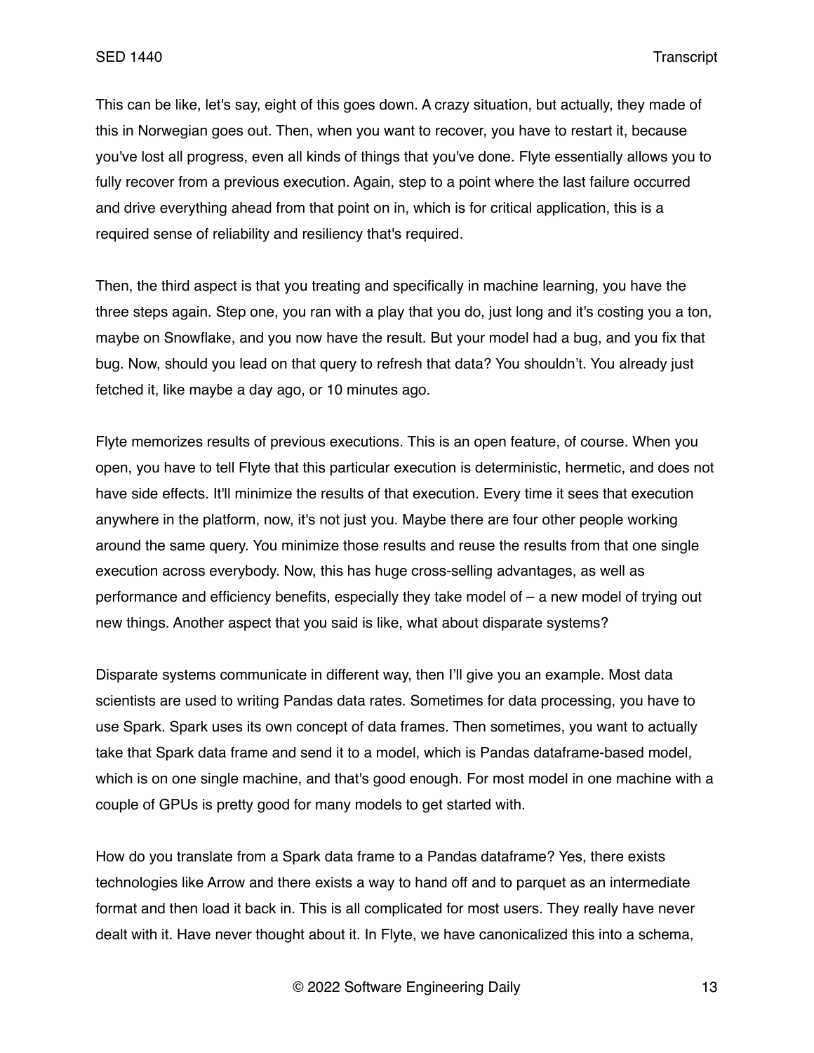This can be like, let's say, eight of this goes down. A crazy situation, but actually, they made of this in Norwegian goes out. Then, when you want to recover, you have to restart it, because you've lost all progress, even all kinds of things that you've done. Flyte essentially allows you to fully recover from a previous execution. Again, step to a point where the last failure occurred and drive everything ahead from that point on in, which is for critical application, this is a required sense of reliability and resiliency that's required.

Then, the third aspect is that you treating and specifically in machine learning, you have the three steps again. Step one, you ran with a play that you do, just long and it's costing you a ton, maybe on Snowflake, and you now have the result. But your model had a bug, and you fix that bug. Now, should you lead on that query to refresh that data? You shouldn't. You already just fetched it, like maybe a day ago, or 10 minutes ago.

Flyte memorizes results of previous executions. This is an open feature, of course. When you open, you have to tell Flyte that this particular execution is deterministic, hermetic, and does not have side effects. It'll minimize the results of that execution. Every time it sees that execution anywhere in the platform, now, it's not just you. Maybe there are four other people working around the same query. You minimize those results and reuse the results from that one single execution across everybody. Now, this has huge cross-selling advantages, as well as performance and efficiency benefits, especially they take model of – a new model of trying out new things. Another aspect that you said is like, what about disparate systems?

Disparate systems communicate in different way, then I'll give you an example. Most data scientists are used to writing Pandas data rates. Sometimes for data processing, you have to use Spark. Spark uses its own concept of data frames. Then sometimes, you want to actually take that Spark data frame and send it to a model, which is Pandas dataframe-based model, which is on one single machine, and that's good enough. For most model in one machine with a couple of GPUs is pretty good for many models to get started with.

How do you translate from a Spark data frame to a Pandas dataframe? Yes, there exists technologies like Arrow and there exists a way to hand off and to parquet as an intermediate format and then load it back in. This is all complicated for most users. They really have never dealt with it. Have never thought about it. In Flyte, we have canonicalized this into a schema,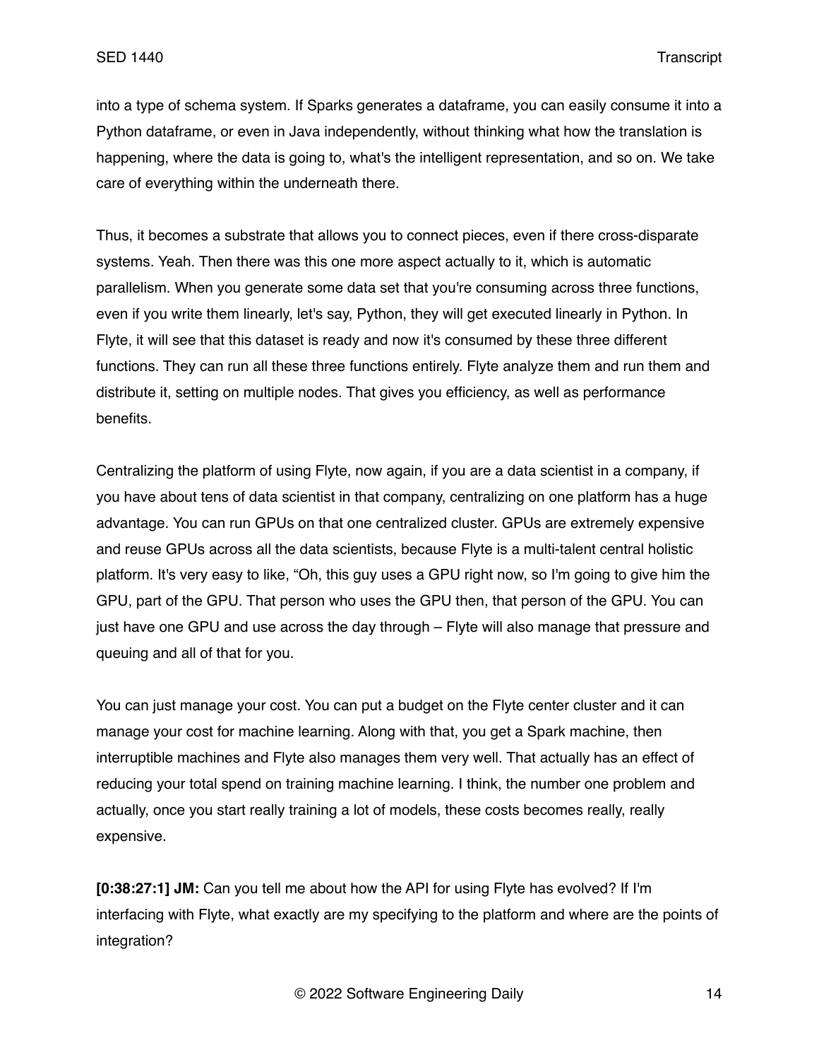into a type of schema system. If Sparks generates a dataframe, you can easily consume it into a Python dataframe, or even in Java independently, without thinking what how the translation is happening, where the data is going to, what's the intelligent representation, and so on. We take care of everything within the underneath there.

Thus, it becomes a substrate that allows you to connect pieces, even if there cross-disparate systems. Yeah. Then there was this one more aspect actually to it, which is automatic parallelism. When you generate some data set that you're consuming across three functions, even if you write them linearly, let's say, Python, they will get executed linearly in Python. In Flyte, it will see that this dataset is ready and now it's consumed by these three different functions. They can run all these three functions entirely. Flyte analyze them and run them and distribute it, setting on multiple nodes. That gives you efficiency, as well as performance benefits.

Centralizing the platform of using Flyte, now again, if you are a data scientist in a company, if you have about tens of data scientist in that company, centralizing on one platform has a huge advantage. You can run GPUs on that one centralized cluster. GPUs are extremely expensive and reuse GPUs across all the data scientists, because Flyte is a multi-talent central holistic platform. It's very easy to like, "Oh, this guy uses a GPU right now, so I'm going to give him the GPU, part of the GPU. That person who uses the GPU then, that person of the GPU. You can just have one GPU and use across the day through – Flyte will also manage that pressure and queuing and all of that for you.

You can just manage your cost. You can put a budget on the Flyte center cluster and it can manage your cost for machine learning. Along with that, you get a Spark machine, then interruptible machines and Flyte also manages them very well. That actually has an effect of reducing your total spend on training machine learning. I think, the number one problem and actually, once you start really training a lot of models, these costs becomes really, really expensive.

**[0:38:27:1] JM:** Can you tell me about how the API for using Flyte has evolved? If I'm interfacing with Flyte, what exactly are my specifying to the platform and where are the points of integration?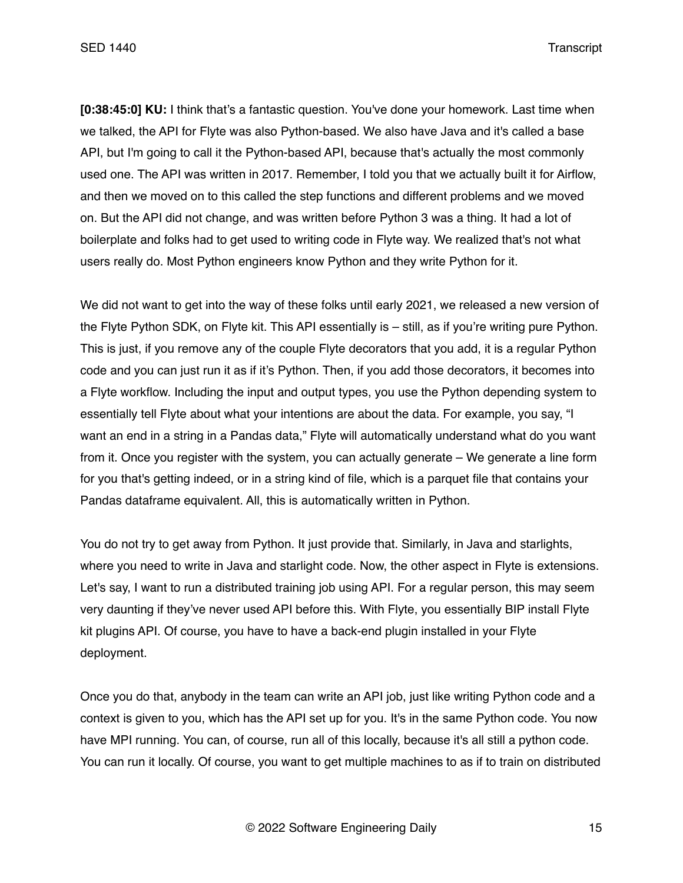**[0:38:45:0] KU:** I think that's a fantastic question. You've done your homework. Last time when we talked, the API for Flyte was also Python-based. We also have Java and it's called a base API, but I'm going to call it the Python-based API, because that's actually the most commonly used one. The API was written in 2017. Remember, I told you that we actually built it for Airflow, and then we moved on to this called the step functions and different problems and we moved on. But the API did not change, and was written before Python 3 was a thing. It had a lot of boilerplate and folks had to get used to writing code in Flyte way. We realized that's not what users really do. Most Python engineers know Python and they write Python for it.

We did not want to get into the way of these folks until early 2021, we released a new version of the Flyte Python SDK, on Flyte kit. This API essentially is – still, as if you're writing pure Python. This is just, if you remove any of the couple Flyte decorators that you add, it is a regular Python code and you can just run it as if it's Python. Then, if you add those decorators, it becomes into a Flyte workflow. Including the input and output types, you use the Python depending system to essentially tell Flyte about what your intentions are about the data. For example, you say, "I want an end in a string in a Pandas data," Flyte will automatically understand what do you want from it. Once you register with the system, you can actually generate – We generate a line form for you that's getting indeed, or in a string kind of file, which is a parquet file that contains your Pandas dataframe equivalent. All, this is automatically written in Python.

You do not try to get away from Python. It just provide that. Similarly, in Java and starlights, where you need to write in Java and starlight code. Now, the other aspect in Flyte is extensions. Let's say, I want to run a distributed training job using API. For a regular person, this may seem very daunting if they've never used API before this. With Flyte, you essentially BIP install Flyte kit plugins API. Of course, you have to have a back-end plugin installed in your Flyte deployment.

Once you do that, anybody in the team can write an API job, just like writing Python code and a context is given to you, which has the API set up for you. It's in the same Python code. You now have MPI running. You can, of course, run all of this locally, because it's all still a python code. You can run it locally. Of course, you want to get multiple machines to as if to train on distributed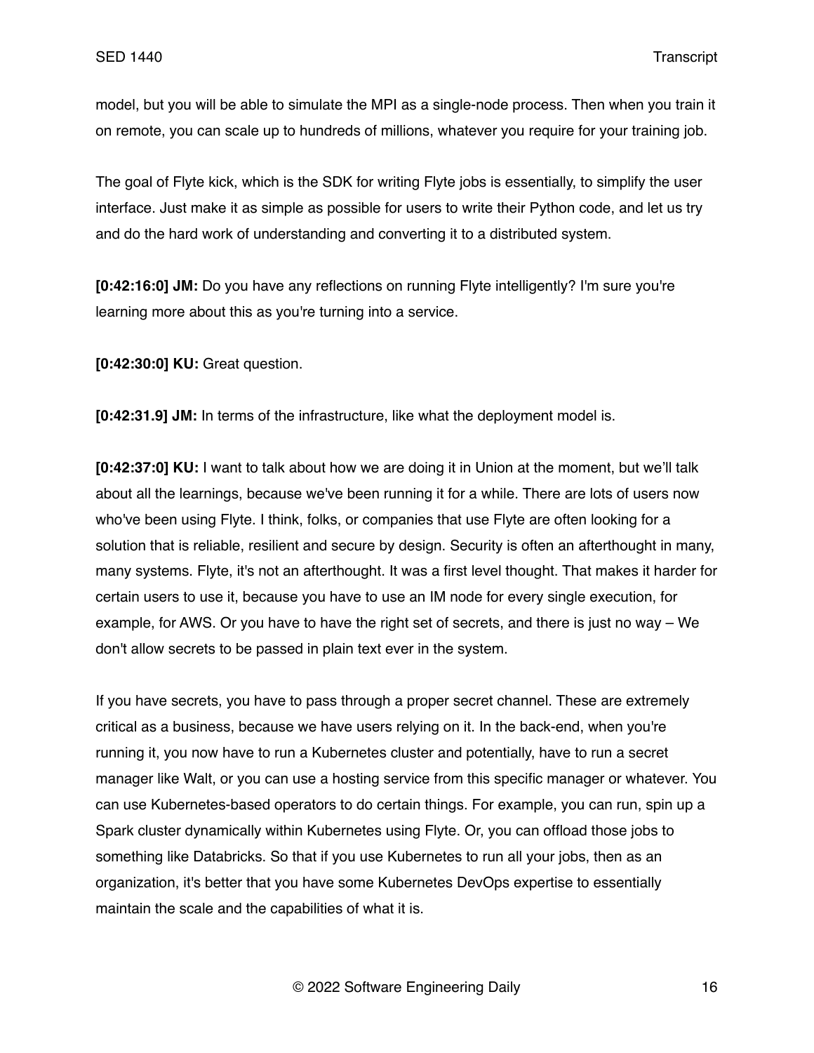model, but you will be able to simulate the MPI as a single-node process. Then when you train it on remote, you can scale up to hundreds of millions, whatever you require for your training job.

The goal of Flyte kick, which is the SDK for writing Flyte jobs is essentially, to simplify the user interface. Just make it as simple as possible for users to write their Python code, and let us try and do the hard work of understanding and converting it to a distributed system.

**[0:42:16:0] JM:** Do you have any reflections on running Flyte intelligently? I'm sure you're learning more about this as you're turning into a service.

**[0:42:30:0] KU:** Great question.

**[0:42:31.9] JM:** In terms of the infrastructure, like what the deployment model is.

**[0:42:37:0] KU:** I want to talk about how we are doing it in Union at the moment, but we'll talk about all the learnings, because we've been running it for a while. There are lots of users now who've been using Flyte. I think, folks, or companies that use Flyte are often looking for a solution that is reliable, resilient and secure by design. Security is often an afterthought in many, many systems. Flyte, it's not an afterthought. It was a first level thought. That makes it harder for certain users to use it, because you have to use an IM node for every single execution, for example, for AWS. Or you have to have the right set of secrets, and there is just no way – We don't allow secrets to be passed in plain text ever in the system.

If you have secrets, you have to pass through a proper secret channel. These are extremely critical as a business, because we have users relying on it. In the back-end, when you're running it, you now have to run a Kubernetes cluster and potentially, have to run a secret manager like Walt, or you can use a hosting service from this specific manager or whatever. You can use Kubernetes-based operators to do certain things. For example, you can run, spin up a Spark cluster dynamically within Kubernetes using Flyte. Or, you can offload those jobs to something like Databricks. So that if you use Kubernetes to run all your jobs, then as an organization, it's better that you have some Kubernetes DevOps expertise to essentially maintain the scale and the capabilities of what it is.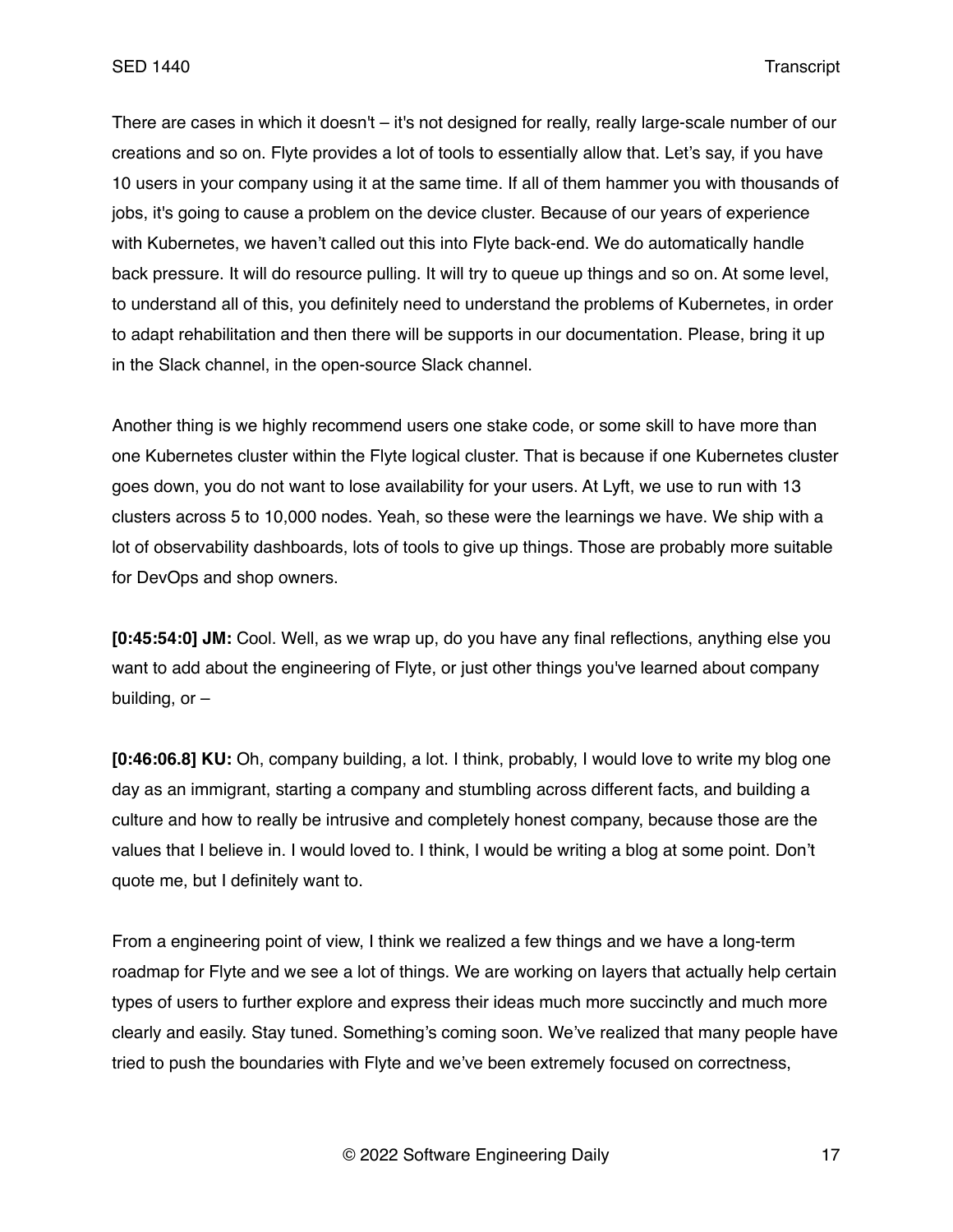There are cases in which it doesn't – it's not designed for really, really large-scale number of our creations and so on. Flyte provides a lot of tools to essentially allow that. Let's say, if you have 10 users in your company using it at the same time. If all of them hammer you with thousands of jobs, it's going to cause a problem on the device cluster. Because of our years of experience with Kubernetes, we haven't called out this into Flyte back-end. We do automatically handle back pressure. It will do resource pulling. It will try to queue up things and so on. At some level, to understand all of this, you definitely need to understand the problems of Kubernetes, in order to adapt rehabilitation and then there will be supports in our documentation. Please, bring it up in the Slack channel, in the open-source Slack channel.

Another thing is we highly recommend users one stake code, or some skill to have more than one Kubernetes cluster within the Flyte logical cluster. That is because if one Kubernetes cluster goes down, you do not want to lose availability for your users. At Lyft, we use to run with 13 clusters across 5 to 10,000 nodes. Yeah, so these were the learnings we have. We ship with a lot of observability dashboards, lots of tools to give up things. Those are probably more suitable for DevOps and shop owners.

**[0:45:54:0] JM:** Cool. Well, as we wrap up, do you have any final reflections, anything else you want to add about the engineering of Flyte, or just other things you've learned about company building, or –

**[0:46:06.8] KU:** Oh, company building, a lot. I think, probably, I would love to write my blog one day as an immigrant, starting a company and stumbling across different facts, and building a culture and how to really be intrusive and completely honest company, because those are the values that I believe in. I would loved to. I think, I would be writing a blog at some point. Don't quote me, but I definitely want to.

From a engineering point of view, I think we realized a few things and we have a long-term roadmap for Flyte and we see a lot of things. We are working on layers that actually help certain types of users to further explore and express their ideas much more succinctly and much more clearly and easily. Stay tuned. Something's coming soon. We've realized that many people have tried to push the boundaries with Flyte and we've been extremely focused on correctness,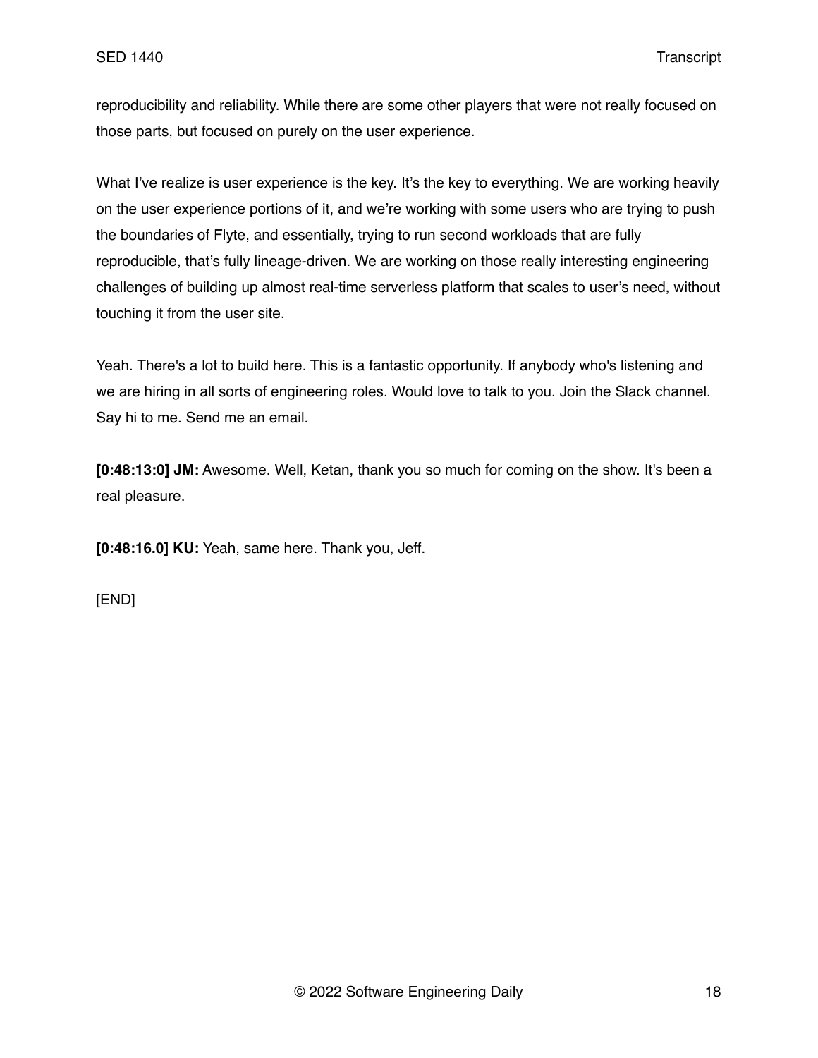reproducibility and reliability. While there are some other players that were not really focused on those parts, but focused on purely on the user experience.

What I've realize is user experience is the key. It's the key to everything. We are working heavily on the user experience portions of it, and we're working with some users who are trying to push the boundaries of Flyte, and essentially, trying to run second workloads that are fully reproducible, that's fully lineage-driven. We are working on those really interesting engineering challenges of building up almost real-time serverless platform that scales to user's need, without touching it from the user site.

Yeah. There's a lot to build here. This is a fantastic opportunity. If anybody who's listening and we are hiring in all sorts of engineering roles. Would love to talk to you. Join the Slack channel. Say hi to me. Send me an email.

**[0:48:13:0] JM:** Awesome. Well, Ketan, thank you so much for coming on the show. It's been a real pleasure.

**[0:48:16.0] KU:** Yeah, same here. Thank you, Jeff.

[END]